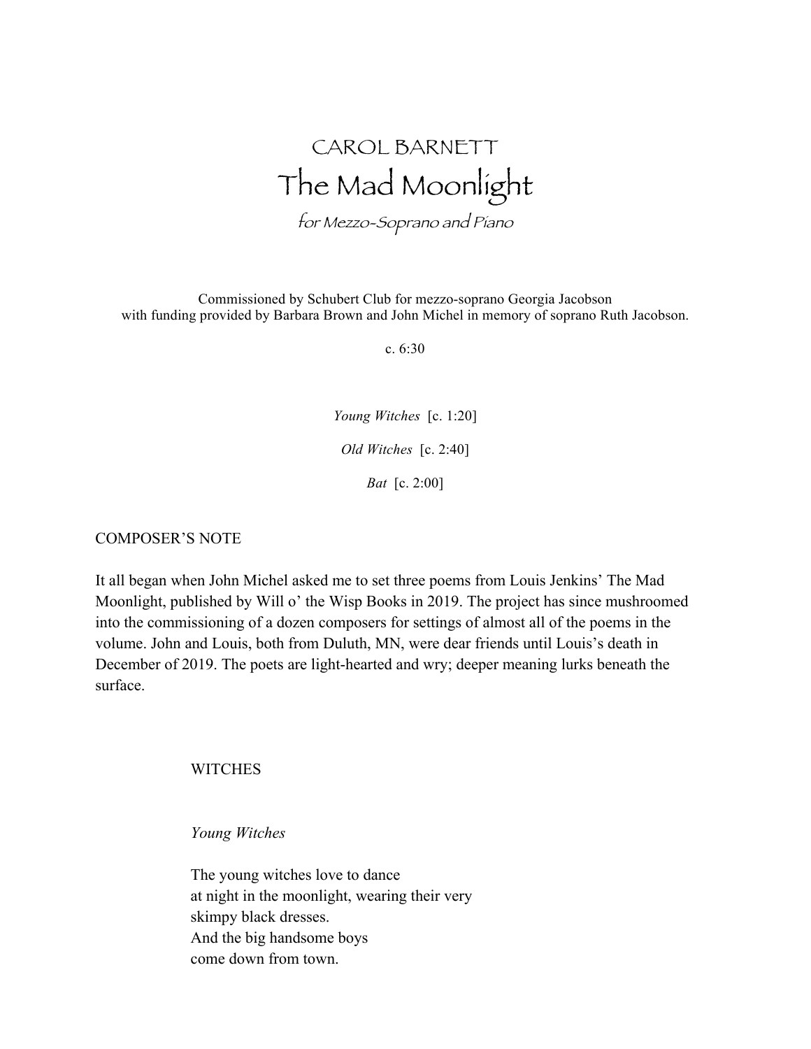# CAROL BARNETT

# The Mad Moonlight

*for Mezzo-Soprano and Piano*

Commissioned by Schubert Club for mezzo-soprano Georgia Jacobson with funding provided by Barbara Brown and John Michel in memory of soprano Ruth Jacobson.

c. 6:30

*Young Witches* [c. 1:20]

*Old Witches* [c. 2:40]

*Bat* [c. 2:00]

## COMPOSER'S NOTE

It all began when John Michel asked me to set three poems from Louis Jenkins' The Mad Moonlight, published by Will o' the Wisp Books in 2019. The project has since mushroomed into the commissioning of a dozen composers for settings of almost all of the poems in the volume. John and Louis, both from Duluth, MN, were dear friends until Louis's death in December of 2019. The poets are light-hearted and wry; deeper meaning lurks beneath the surface.

### WITCHES

*Young Witches*

The young witches love to dance  
at night in the moonlight, wearing their very  
skimpy black dresses.  
And the big handsome boys  
come down from town.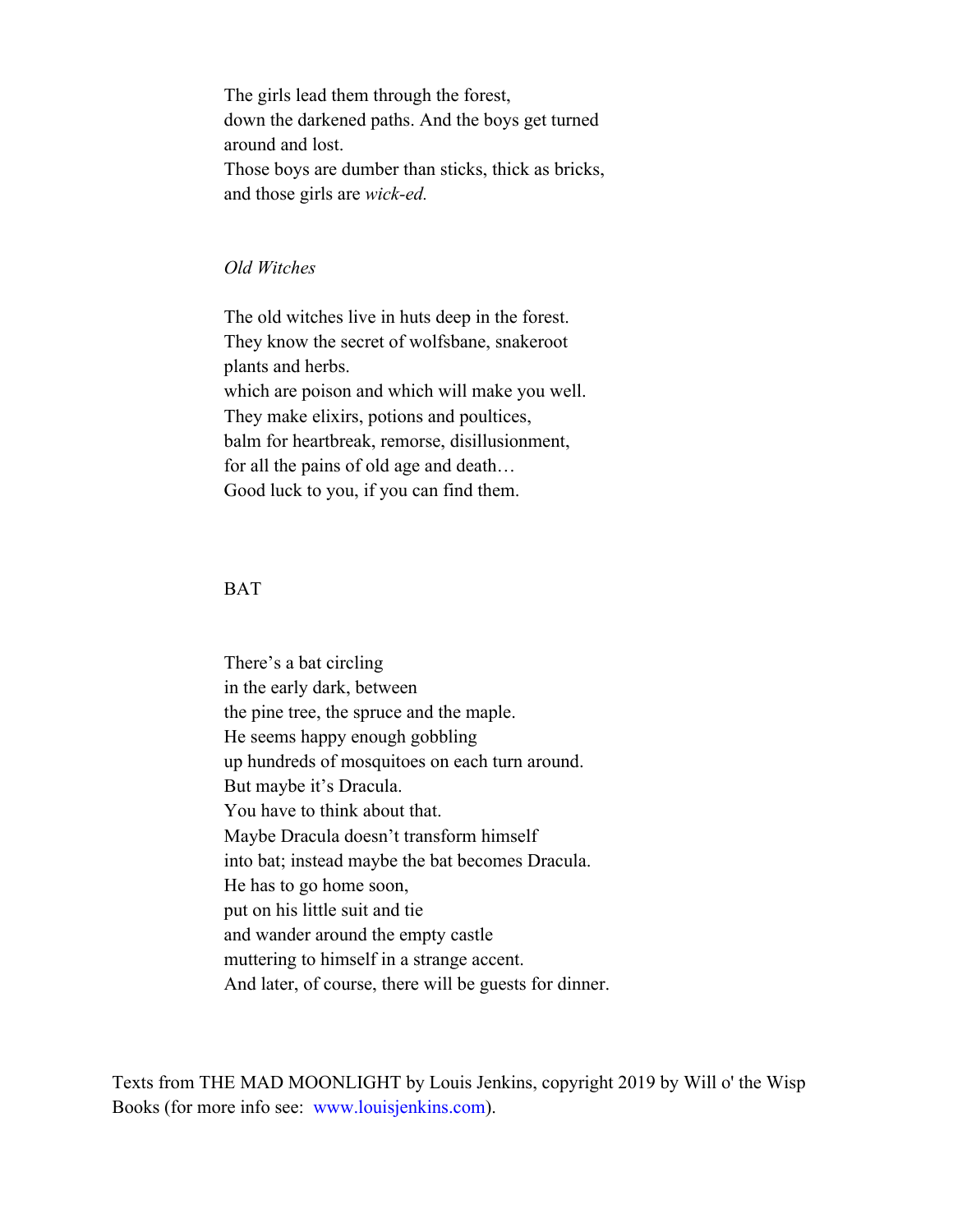The girls lead them through the forest,  
down the darkened paths. And the boys get turned  
around and lost.  
Those boys are dumber than sticks, thick as bricks,  
and those girls are *wick-ed.*

*Old Witches*

The old witches live in huts deep in the forest.  
They know the secret of wolfsbane, snakeroot  
plants and herbs.  
which are poison and which will make you well.  
They make elixirs, potions and poultices,  
balm for heartbreak, remorse, disillusionment,  
for all the pains of old age and death…  
Good luck to you, if you can find them.

BAT

There's a bat circling  
in the early dark, between  
the pine tree, the spruce and the maple.  
He seems happy enough gobbling  
up hundreds of mosquitoes on each turn around.  
But maybe it's Dracula.  
You have to think about that.  
Maybe Dracula doesn't transform himself  
into bat; instead maybe the bat becomes Dracula.  
He has to go home soon,  
put on his little suit and tie  
and wander around the empty castle  
muttering to himself in a strange accent.  
And later, of course, there will be guests for dinner.

Texts from THE MAD MOONLIGHT by Louis Jenkins, copyright 2019 by Will o' the Wisp Books (for more info see: www.louisjenkins.com).